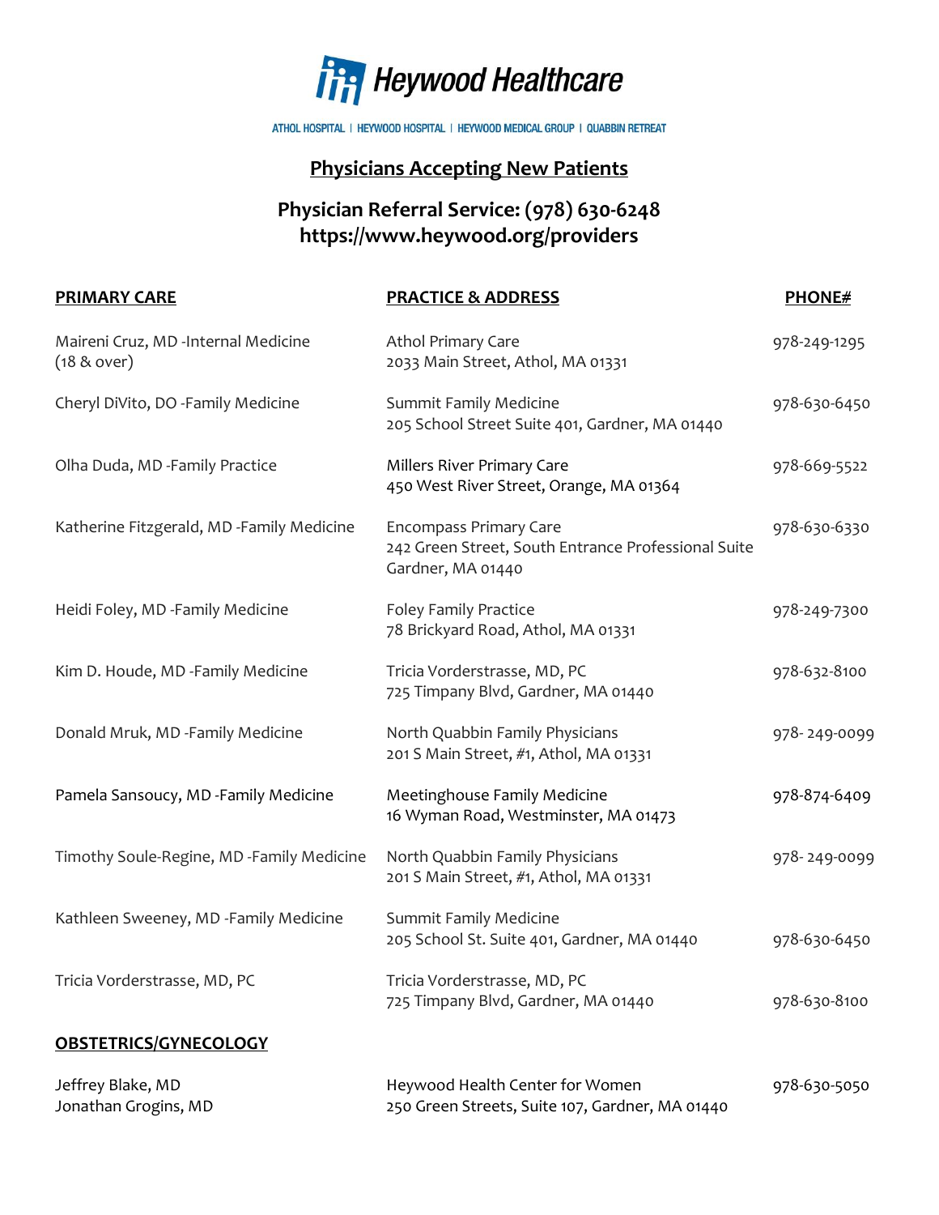# Heywood Healthcare

ATHOL HOSPITAL | HEYWOOD HOSPITAL | HEYWOOD MEDICAL GROUP | QUABBIN RETREAT

## Physicians Accepting New Patients

## Physician Referral Service: (978) 630-6248
## https://www.heywood.org/providers

| PRIMARY CARE | PRACTICE & ADDRESS | PHONE# |
|---|---|---|
| Maireni Cruz, MD -Internal Medicine (18 & over) | Athol Primary Care<br>2033 Main Street, Athol, MA 01331 | 978-249-1295 |
| Cheryl DiVito, DO -Family Medicine | Summit Family Medicine<br>205 School Street Suite 401, Gardner, MA 01440 | 978-630-6450 |
| Olha Duda, MD -Family Practice | Millers River Primary Care<br>450 West River Street, Orange, MA 01364 | 978-669-5522 |
| Katherine Fitzgerald, MD -Family Medicine | Encompass Primary Care<br>242 Green Street, South Entrance Professional Suite<br>Gardner, MA 01440 | 978-630-6330 |
| Heidi Foley, MD -Family Medicine | Foley Family Practice<br>78 Brickyard Road, Athol, MA 01331 | 978-249-7300 |
| Kim D. Houde, MD -Family Medicine | Tricia Vorderstrasse, MD, PC<br>725 Timpany Blvd, Gardner, MA 01440 | 978-632-8100 |
| Donald Mruk, MD -Family Medicine | North Quabbin Family Physicians<br>201 S Main Street, #1, Athol, MA 01331 | 978- 249-0099 |
| Pamela Sansoucy, MD -Family Medicine | Meetinghouse Family Medicine<br>16 Wyman Road, Westminster, MA 01473 | 978-874-6409 |
| Timothy Soule-Regine, MD -Family Medicine | North Quabbin Family Physicians<br>201 S Main Street, #1, Athol, MA 01331 | 978- 249-0099 |
| Kathleen Sweeney, MD -Family Medicine | Summit Family Medicine<br>205 School St. Suite 401, Gardner, MA 01440 | 978-630-6450 |
| Tricia Vorderstrasse, MD, PC | Tricia Vorderstrasse, MD, PC<br>725 Timpany Blvd, Gardner, MA 01440 | 978-630-8100 |
| **OBSTETRICS/GYNECOLOGY** | | |
| Jeffrey Blake, MD<br>Jonathan Grogins, MD | Heywood Health Center for Women<br>250 Green Streets, Suite 107, Gardner, MA 01440 | 978-630-5050 |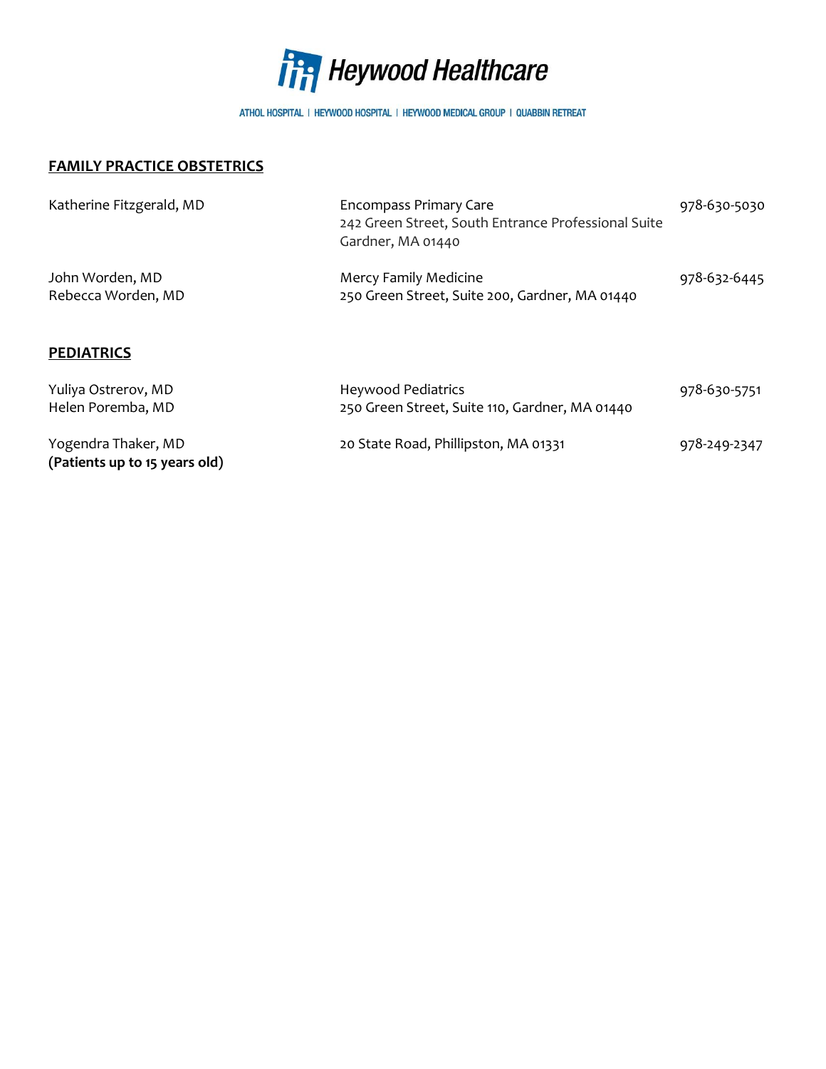Heywood Healthcare

ATHOL HOSPITAL | HEYWOOD HOSPITAL | HEYWOOD MEDICAL GROUP | QUABBIN RETREAT

## FAMILY PRACTICE OBSTETRICS

| | | |
|---|---|---|
| Katherine Fitzgerald, MD | Encompass Primary Care<br>242 Green Street, South Entrance Professional Suite<br>Gardner, MA 01440 | 978-630-5030 |
| John Worden, MD<br>Rebecca Worden, MD | Mercy Family Medicine<br>250 Green Street, Suite 200, Gardner, MA 01440 | 978-632-6445 |

## PEDIATRICS

| | | |
|---|---|---|
| Yuliya Ostrerov, MD<br>Helen Poremba, MD | Heywood Pediatrics<br>250 Green Street, Suite 110, Gardner, MA 01440 | 978-630-5751 |
| Yogendra Thaker, MD<br>**(Patients up to 15 years old)** | 20 State Road, Phillipston, MA 01331 | 978-249-2347 |